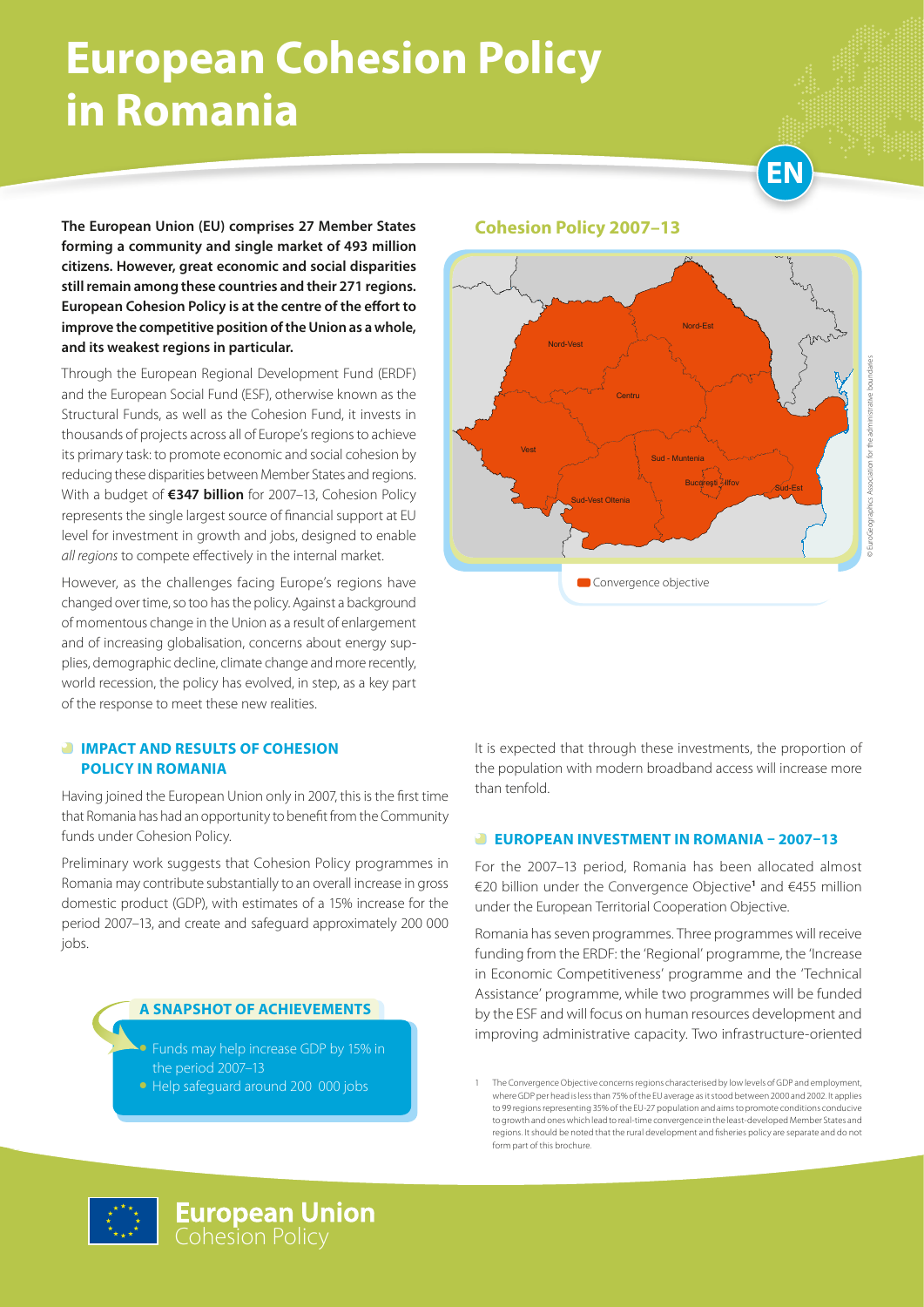# European Cohesion Policy in Romania

EN

**The European Union (EU) comprises 27 Member States forming a community and single market of 493 million citizens. However, great economic and social disparities still remain among these countries and their 271 regions. European Cohesion Policy is at the centre of the effort to improve the competitive position of the Union as a whole, and its weakest regions in particular.**

Through the European Regional Development Fund (ERDF) and the European Social Fund (ESF), otherwise known as the Structural Funds, as well as the Cohesion Fund, it invests in thousands of projects across all of Europe's regions to achieve its primary task: to promote economic and social cohesion by reducing these disparities between Member States and regions. With a budget of **€347 billion** for 2007–13, Cohesion Policy represents the single largest source of financial support at EU level for investment in growth and jobs, designed to enable *all regions* to compete effectively in the internal market.

However, as the challenges facing Europe's regions have changed over time, so too has the policy. Against a background of momentous change in the Union as a result of enlargement and of increasing globalisation, concerns about energy supplies, demographic decline, climate change and more recently, world recession, the policy has evolved, in step, as a key part of the response to meet these new realities.

## Cohesion Policy 2007–13

Nord-Vest, Nord-Est, Centru, Vest, Sud - Muntenia, București - Ilfov, Sud-Est, Sud-Vest Oltenia

Convergence objective

© EuroGeographics Association for the administrative boundaries

## IMPACT AND RESULTS OF COHESION POLICY IN ROMANIA

Having joined the European Union only in 2007, this is the first time that Romania has had an opportunity to benefit from the Community funds under Cohesion Policy.

Preliminary work suggests that Cohesion Policy programmes in Romania may contribute substantially to an overall increase in gross domestic product (GDP), with estimates of a 15% increase for the period 2007–13, and create and safeguard approximately 200 000 jobs.

### A SNAPSHOT OF ACHIEVEMENTS

- Funds may help increase GDP by 15% in the period 2007–13
- Help safeguard around 200 000 jobs

It is expected that through these investments, the proportion of the population with modern broadband access will increase more than tenfold.

## EUROPEAN INVESTMENT IN ROMANIA – 2007–13

For the 2007–13 period, Romania has been allocated almost €20 billion under the Convergence Objective[1] and €455 million under the European Territorial Cooperation Objective.

Romania has seven programmes. Three programmes will receive funding from the ERDF: the 'Regional' programme, the 'Increase in Economic Competitiveness' programme and the 'Technical Assistance' programme, while two programmes will be funded by the ESF and will focus on human resources development and improving administrative capacity. Two infrastructure-oriented

[1] The Convergence Objective concerns regions characterised by low levels of GDP and employment, where GDP per head is less than 75% of the EU average as it stood between 2000 and 2002. It applies to 99 regions representing 35% of the EU-27 population and aims to promote conditions conducive to growth and ones which lead to real-time convergence in the least-developed Member States and regions. It should be noted that the rural development and fisheries policy are separate and do not form part of this brochure.

European Union
Cohesion Policy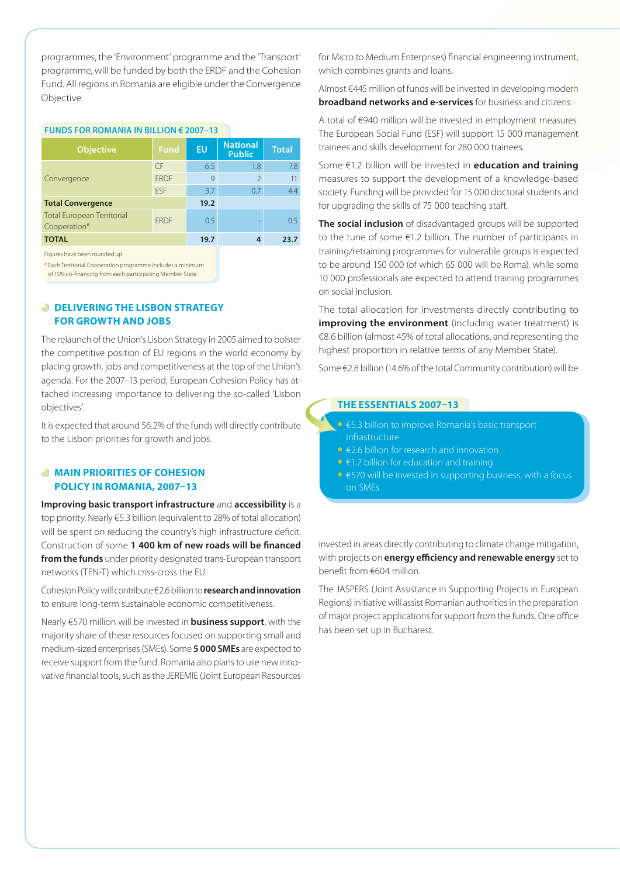programmes, the 'Environment' programme and the 'Transport' programme, will be funded by both the ERDF and the Cohesion Fund. All regions in Romania are eligible under the Convergence Objective.

**FUNDS FOR ROMANIA IN BILLION € 2007–13**

| Objective | Fund | EU | National Public | Total |
|---|---|---|---|---|
| Convergence | CF | 6.5 | 1.8 | 7.8 |
| | ERDF | 9 | 2 | 11 |
| | ESF | 3.7 | 0.7 | 4.4 |
| **Total Convergence** | | **19.2** | | |
| Total European Territorial Cooperation* | ERDF | 0.5 | - | 0.5 |
| **TOTAL** | | **19.7** | **4** | **23.7** |

Figures have been rounded up

* Each Territorial Cooperation programme includes a minimum of 15% co-financing from each participating Member State.

## DELIVERING THE LISBON STRATEGY FOR GROWTH AND JOBS

The relaunch of the Union's Lisbon Strategy in 2005 aimed to bolster the competitive position of EU regions in the world economy by placing growth, jobs and competitiveness at the top of the Union's agenda. For the 2007–13 period, European Cohesion Policy has attached increasing importance to delivering the so-called 'Lisbon objectives'.

It is expected that around 56.2% of the funds will directly contribute to the Lisbon priorities for growth and jobs.

## MAIN PRIORITIES OF COHESION POLICY IN ROMANIA, 2007–13

**Improving basic transport infrastructure** and **accessibility** is a top priority. Nearly €5.3 billion (equivalent to 28% of total allocation) will be spent on reducing the country's high infrastructure deficit. Construction of some **1 400 km of new roads will be financed from the funds** under priority designated trans-European transport networks (TEN-T) which criss-cross the EU.

Cohesion Policy will contribute €2.6 billion to **research and innovation** to ensure long-term sustainable economic competitiveness.

Nearly €570 million will be invested in **business support**, with the majority share of these resources focused on supporting small and medium-sized enterprises (SMEs). Some **5 000 SMEs** are expected to receive support from the fund. Romania also plans to use new innovative financial tools, such as the JEREMIE (Joint European Resources for Micro to Medium Enterprises) financial engineering instrument, which combines grants and loans.

Almost €445 million of funds will be invested in developing modern **broadband networks and e-services** for business and citizens.

A total of €940 million will be invested in employment measures. The European Social Fund (ESF) will support 15 000 management trainees and skills development for 280 000 trainees.

Some €1.2 billion will be invested in **education and training** measures to support the development of a knowledge-based society. Funding will be provided for 15 000 doctoral students and for upgrading the skills of 75 000 teaching staff.

**The social inclusion** of disadvantaged groups will be supported to the tune of some €1.2 billion. The number of participants in training/retraining programmes for vulnerable groups is expected to be around 150 000 (of which 65 000 will be Roma), while some 10 000 professionals are expected to attend training programmes on social inclusion.

The total allocation for investments directly contributing to **improving the environment** (including water treatment) is €8.6 billion (almost 45% of total allocations, and representing the highest proportion in relative terms of any Member State).

Some €2.8 billion (14.6% of the total Community contribution) will be invested in areas directly contributing to climate change mitigation, with projects on **energy efficiency and renewable energy** set to benefit from €604 million.

The JASPERS (Joint Assistance in Supporting Projects in European Regions) initiative will assist Romanian authorities in the preparation of major project applications for support from the funds. One office has been set up in Bucharest.

**THE ESSENTIALS 2007–13**

- €5.3 billion to improve Romania's basic transport infrastructure
- €2.6 billion for research and innovation
- €1.2 billion for education and training
- €570 will be invested in supporting business, with a focus on SMEs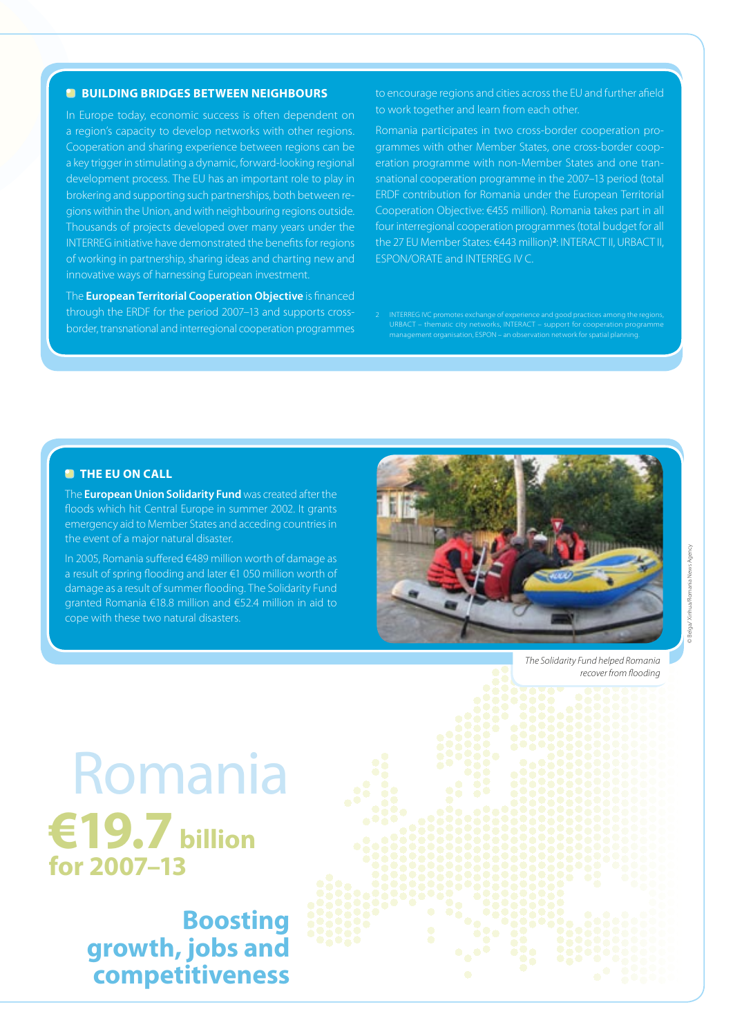## BUILDING BRIDGES BETWEEN NEIGHBOURS

In Europe today, economic success is often dependent on a region's capacity to develop networks with other regions. Cooperation and sharing experience between regions can be a key trigger in stimulating a dynamic, forward-looking regional development process. The EU has an important role to play in brokering and supporting such partnerships, both between regions within the Union, and with neighbouring regions outside. Thousands of projects developed over many years under the INTERREG initiative have demonstrated the benefits for regions of working in partnership, sharing ideas and charting new and innovative ways of harnessing European investment.

The **European Territorial Cooperation Objective** is financed through the ERDF for the period 2007–13 and supports cross-border, transnational and interregional cooperation programmes to encourage regions and cities across the EU and further afield to work together and learn from each other.

Romania participates in two cross-border cooperation programmes with other Member States, one cross-border cooperation programme with non-Member States and one transnational cooperation programme in the 2007–13 period (total ERDF contribution for Romania under the European Territorial Cooperation Objective: €455 million). Romania takes part in all four interregional cooperation programmes (total budget for all the 27 EU Member States: €443 million)[2]: INTERACT II, URBACT II, ESPON/ORATE and INTERREG IV C.

2 INTERREG IVC promotes exchange of experience and good practices among the regions, URBACT – thematic city networks, INTERACT – support for cooperation programme management organisation, ESPON – an observation network for spatial planning.

## THE EU ON CALL

The **European Union Solidarity Fund** was created after the floods which hit Central Europe in summer 2002. It grants emergency aid to Member States and acceding countries in the event of a major natural disaster.

In 2005, Romania suffered €489 million worth of damage as a result of spring flooding and later €1 050 million worth of damage as a result of summer flooding. The Solidarity Fund granted Romania €18.8 million and €52.4 million in aid to cope with these two natural disasters.

*The Solidarity Fund helped Romania recover from flooding*

© Belga/ Xinhua/Romania News Agency

# Romania

## €19.7 billion for 2007–13

## Boosting growth, jobs and competitiveness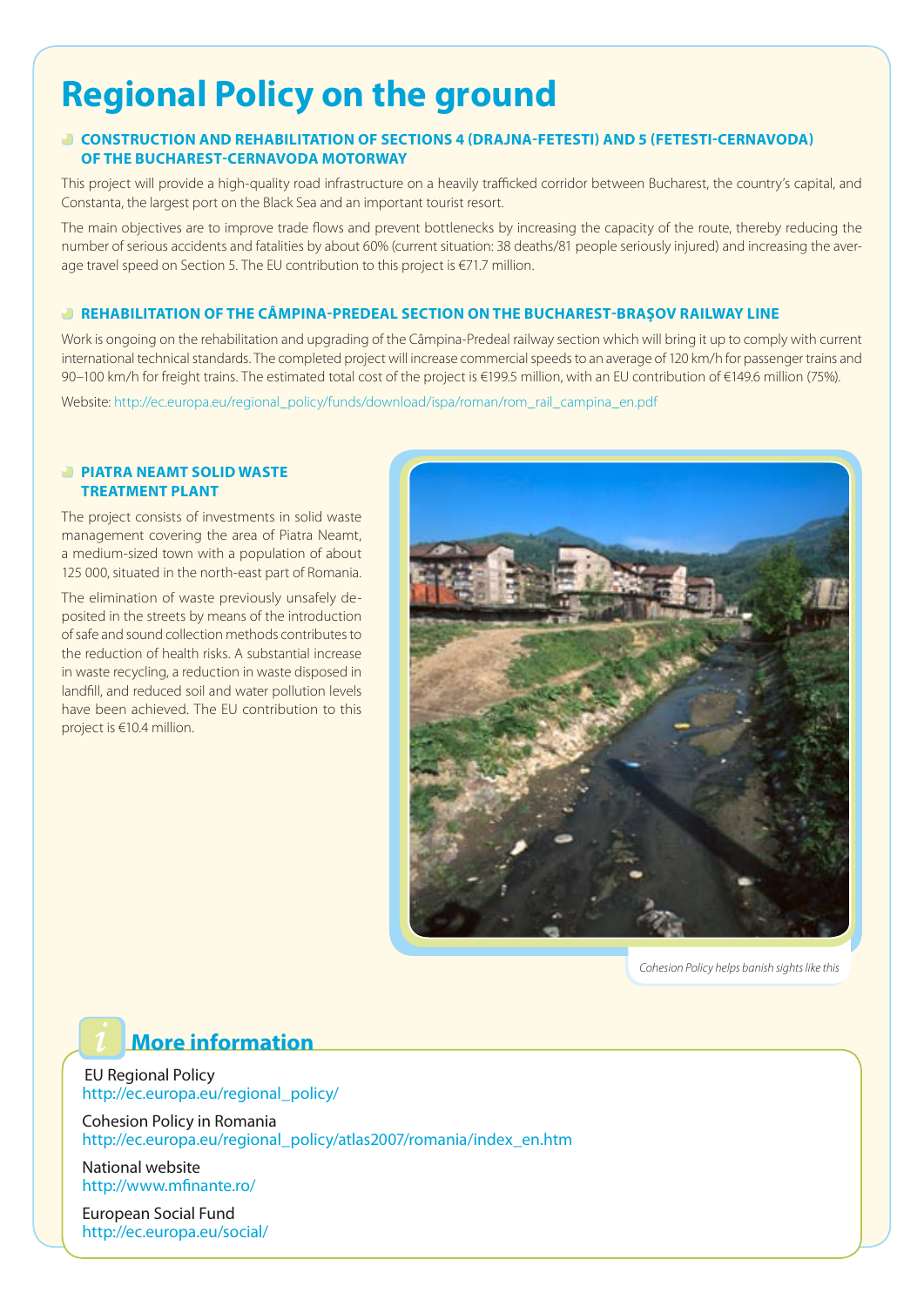# Regional Policy on the ground

### CONSTRUCTION AND REHABILITATION OF SECTIONS 4 (DRAJNA-FETESTI) AND 5 (FETESTI-CERNAVODA) OF THE BUCHAREST-CERNAVODA MOTORWAY

This project will provide a high-quality road infrastructure on a heavily trafficked corridor between Bucharest, the country's capital, and Constanta, the largest port on the Black Sea and an important tourist resort.

The main objectives are to improve trade flows and prevent bottlenecks by increasing the capacity of the route, thereby reducing the number of serious accidents and fatalities by about 60% (current situation: 38 deaths/81 people seriously injured) and increasing the average travel speed on Section 5. The EU contribution to this project is €71.7 million.

### REHABILITATION OF THE CÂMPINA-PREDEAL SECTION ON THE BUCHAREST-BRAŞOV RAILWAY LINE

Work is ongoing on the rehabilitation and upgrading of the Câmpina-Predeal railway section which will bring it up to comply with current international technical standards. The completed project will increase commercial speeds to an average of 120 km/h for passenger trains and 90–100 km/h for freight trains. The estimated total cost of the project is €199.5 million, with an EU contribution of €149.6 million (75%).

Website: http://ec.europa.eu/regional_policy/funds/download/ispa/roman/rom_rail_campina_en.pdf

### PIATRA NEAMT SOLID WASTE TREATMENT PLANT

The project consists of investments in solid waste management covering the area of Piatra Neamt, a medium-sized town with a population of about 125 000, situated in the north-east part of Romania.

The elimination of waste previously unsafely deposited in the streets by means of the introduction of safe and sound collection methods contributes to the reduction of health risks. A substantial increase in waste recycling, a reduction in waste disposed in landfill, and reduced soil and water pollution levels have been achieved. The EU contribution to this project is €10.4 million.

*Cohesion Policy helps banish sights like this*

## More information

EU Regional Policy
http://ec.europa.eu/regional_policy/

Cohesion Policy in Romania
http://ec.europa.eu/regional_policy/atlas2007/romania/index_en.htm

National website
http://www.mfinante.ro/

European Social Fund
http://ec.europa.eu/social/